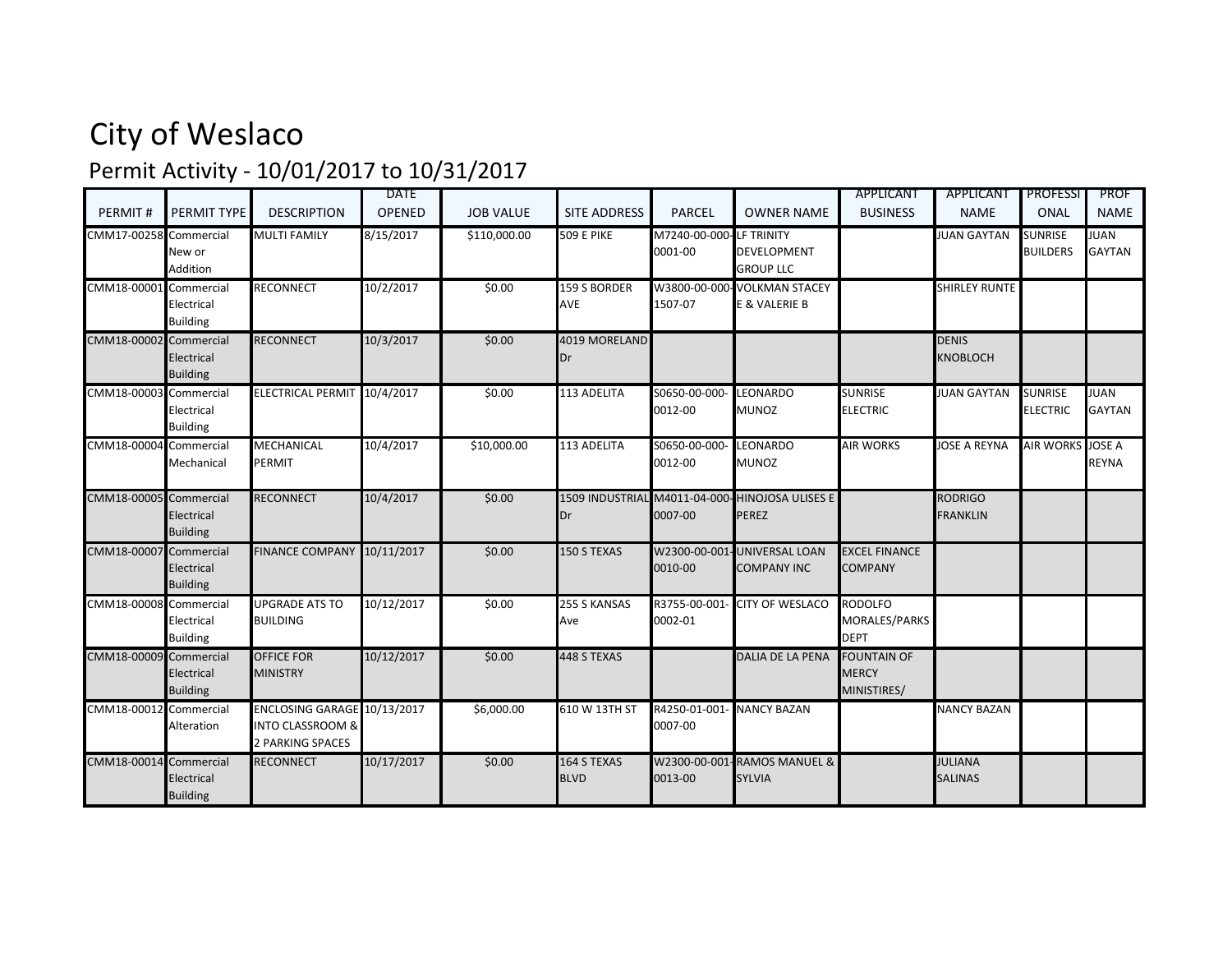# City of Weslaco

## Permit Activity - 10/01/2017 to 10/31/2017

| PERMIT # | PERMIT TYPE | DESCRIPTION | DATE OPENED | JOB VALUE | SITE ADDRESS | PARCEL | OWNER NAME | APPLICANT BUSINESS | APPLICANT NAME | PROFESSIONAL | PROF NAME |
|---|---|---|---|---|---|---|---|---|---|---|---|
| CMM17-00258 | Commercial New or Addition | MULTI FAMILY | 8/15/2017 | $110,000.00 | 509 E PIKE | M7240-00-000-0001-00 | LF TRINITY DEVELOPMENT GROUP LLC | | JUAN GAYTAN | SUNRISE BUILDERS | JUAN GAYTAN |
| CMM18-00001 | Commercial Electrical Building | RECONNECT | 10/2/2017 | $0.00 | 159 S BORDER AVE | W3800-00-000-1507-07 | VOLKMAN STACEY E & VALERIE B | | SHIRLEY RUNTE | | |
| CMM18-00002 | Commercial Electrical Building | RECONNECT | 10/3/2017 | $0.00 | 4019 MORELAND Dr | | | | DENIS KNOBLOCH | | |
| CMM18-00003 | Commercial Electrical Building | ELECTRICAL PERMIT | 10/4/2017 | $0.00 | 113 ADELITA | S0650-00-000-0012-00 | LEONARDO MUNOZ | SUNRISE ELECTRIC | JUAN GAYTAN | SUNRISE ELECTRIC | JUAN GAYTAN |
| CMM18-00004 | Commercial Mechanical | MECHANICAL PERMIT | 10/4/2017 | $10,000.00 | 113 ADELITA | S0650-00-000-0012-00 | LEONARDO MUNOZ | AIR WORKS | JOSE A REYNA | AIR WORKS | JOSE A REYNA |
| CMM18-00005 | Commercial Electrical Building | RECONNECT | 10/4/2017 | $0.00 | 1509 INDUSTRIAL Dr | M4011-04-000-0007-00 | HINOJOSA ULISES E PEREZ | | RODRIGO FRANKLIN | | |
| CMM18-00007 | Commercial Electrical Building | FINANCE COMPANY | 10/11/2017 | $0.00 | 150 S TEXAS | W2300-00-001-0010-00 | UNIVERSAL LOAN COMPANY INC | EXCEL FINANCE COMPANY | | | |
| CMM18-00008 | Commercial Electrical Building | UPGRADE ATS TO BUILDING | 10/12/2017 | $0.00 | 255 S KANSAS Ave | R3755-00-001-0002-01 | CITY OF WESLACO | RODOLFO MORALES/PARKS DEPT | | | |
| CMM18-00009 | Commercial Electrical Building | OFFICE FOR MINISTRY | 10/12/2017 | $0.00 | 448 S TEXAS | | DALIA DE LA PENA | FOUNTAIN OF MERCY MINISTIRES/ | | | |
| CMM18-00012 | Commercial Alteration | ENCLOSING GARAGE INTO CLASSROOM & 2 PARKING SPACES | 10/13/2017 | $6,000.00 | 610 W 13TH ST | R4250-01-001-0007-00 | NANCY BAZAN | | NANCY BAZAN | | |
| CMM18-00014 | Commercial Electrical Building | RECONNECT | 10/17/2017 | $0.00 | 164 S TEXAS BLVD | W2300-00-001-0013-00 | RAMOS MANUEL & SYLVIA | | JULIANA SALINAS | | |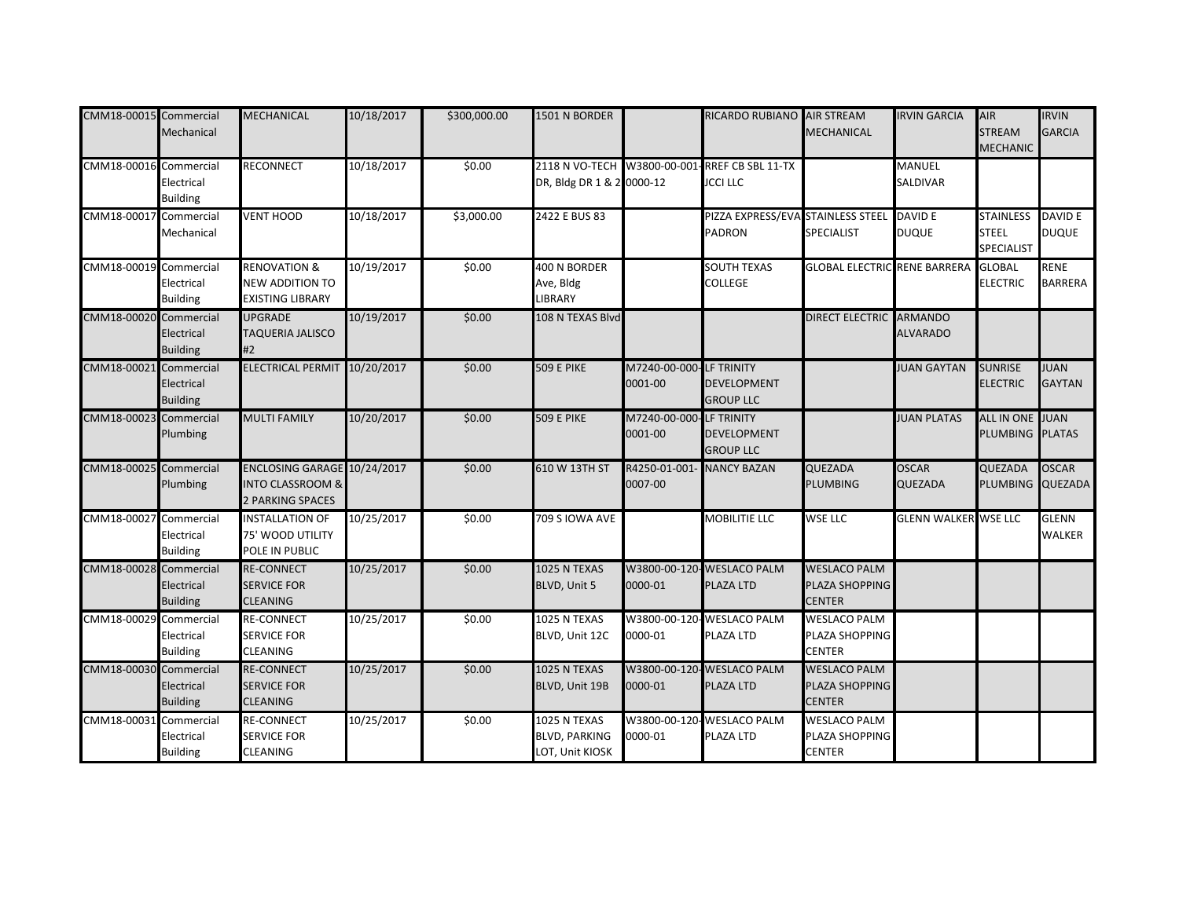| | | | | | | | | | | | |
|---|---|---|---|---|---|---|---|---|---|---|---|
| CMM18-00015 | Commercial Mechanical | MECHANICAL | 10/18/2017 | $300,000.00 | 1501 N BORDER | | RICARDO RUBIANO | AIR STREAM MECHANICAL | IRVIN GARCIA | AIR STREAM MECHANIC | IRVIN GARCIA |
| CMM18-00016 | Commercial Electrical Building | RECONNECT | 10/18/2017 | $0.00 | 2118 N VO-TECH DR, Bldg DR 1 & 2 | W3800-00-001-0000-12 | RREF CB SBL 11-TX JCCI LLC | | MANUEL SALDIVAR | | |
| CMM18-00017 | Commercial Mechanical | VENT HOOD | 10/18/2017 | $3,000.00 | 2422 E BUS 83 | | PIZZA EXPRESS/EVA PADRON | STAINLESS STEEL SPECIALIST | DAVID E DUQUE | STAINLESS STEEL SPECIALIST | DAVID E DUQUE |
| CMM18-00019 | Commercial Electrical Building | RENOVATION & NEW ADDITION TO EXISTING LIBRARY | 10/19/2017 | $0.00 | 400 N BORDER Ave, Bldg LIBRARY | | SOUTH TEXAS COLLEGE | GLOBAL ELECTRIC | RENE BARRERA | GLOBAL ELECTRIC | RENE BARRERA |
| CMM18-00020 | Commercial Electrical Building | UPGRADE TAQUERIA JALISCO #2 | 10/19/2017 | $0.00 | 108 N TEXAS Blvd | | | DIRECT ELECTRIC | ARMANDO ALVARADO | | |
| CMM18-00021 | Commercial Electrical Building | ELECTRICAL PERMIT | 10/20/2017 | $0.00 | 509 E PIKE | M7240-00-000-0001-00 | LF TRINITY DEVELOPMENT GROUP LLC | | JUAN GAYTAN | SUNRISE ELECTRIC | JUAN GAYTAN |
| CMM18-00023 | Commercial Plumbing | MULTI FAMILY | 10/20/2017 | $0.00 | 509 E PIKE | M7240-00-000-0001-00 | LF TRINITY DEVELOPMENT GROUP LLC | | JUAN PLATAS | ALL IN ONE PLUMBING | JUAN PLATAS |
| CMM18-00025 | Commercial Plumbing | ENCLOSING GARAGE INTO CLASSROOM & 2 PARKING SPACES | 10/24/2017 | $0.00 | 610 W 13TH ST | R4250-01-001-0007-00 | NANCY BAZAN | QUEZADA PLUMBING | OSCAR QUEZADA | QUEZADA PLUMBING | OSCAR QUEZADA |
| CMM18-00027 | Commercial Electrical Building | INSTALLATION OF 75' WOOD UTILITY POLE IN PUBLIC | 10/25/2017 | $0.00 | 709 S IOWA AVE | | MOBILITIE LLC | WSE LLC | GLENN WALKER | WSE LLC | GLENN WALKER |
| CMM18-00028 | Commercial Electrical Building | RE-CONNECT SERVICE FOR CLEANING | 10/25/2017 | $0.00 | 1025 N TEXAS BLVD, Unit 5 | W3800-00-120-0000-01 | WESLACO PALM PLAZA LTD | WESLACO PALM PLAZA SHOPPING CENTER | | | |
| CMM18-00029 | Commercial Electrical Building | RE-CONNECT SERVICE FOR CLEANING | 10/25/2017 | $0.00 | 1025 N TEXAS BLVD, Unit 12C | W3800-00-120-0000-01 | WESLACO PALM PLAZA LTD | WESLACO PALM PLAZA SHOPPING CENTER | | | |
| CMM18-00030 | Commercial Electrical Building | RE-CONNECT SERVICE FOR CLEANING | 10/25/2017 | $0.00 | 1025 N TEXAS BLVD, Unit 19B | W3800-00-120-0000-01 | WESLACO PALM PLAZA LTD | WESLACO PALM PLAZA SHOPPING CENTER | | | |
| CMM18-00031 | Commercial Electrical Building | RE-CONNECT SERVICE FOR CLEANING | 10/25/2017 | $0.00 | 1025 N TEXAS BLVD, PARKING LOT, Unit KIOSK | W3800-00-120-0000-01 | WESLACO PALM PLAZA LTD | WESLACO PALM PLAZA SHOPPING CENTER | | | |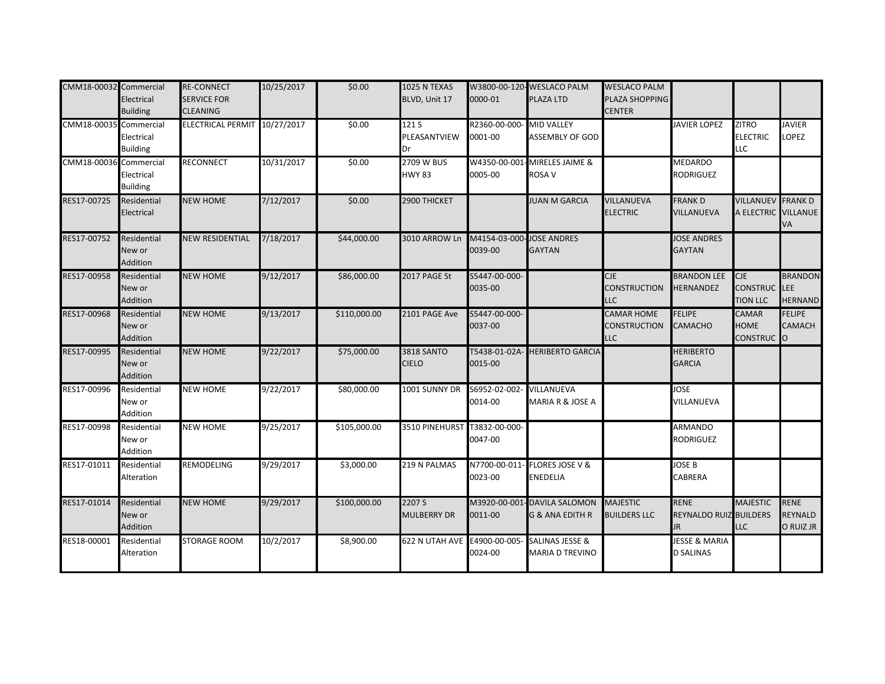| | | | | | | | | | | | |
|---|---|---|---|---|---|---|---|---|---|---|---|
| CMM18-00032 | Commercial Electrical Building | RE-CONNECT SERVICE FOR CLEANING | 10/25/2017 | $0.00 | 1025 N TEXAS BLVD, Unit 17 | W3800-00-120-0000-01 | WESLACO PALM PLAZA LTD | WESLACO PALM PLAZA SHOPPING CENTER | | | |
| CMM18-00035 | Commercial Electrical Building | ELECTRICAL PERMIT | 10/27/2017 | $0.00 | 121 S PLEASANTVIEW Dr | R2360-00-000-0001-00 | MID VALLEY ASSEMBLY OF GOD | | JAVIER LOPEZ | ZITRO ELECTRIC LLC | JAVIER LOPEZ |
| CMM18-00036 | Commercial Electrical Building | RECONNECT | 10/31/2017 | $0.00 | 2709 W BUS HWY 83 | W4350-00-001-0005-00 | MIRELES JAIME & ROSA V | | MEDARDO RODRIGUEZ | | |
| RES17-00725 | Residential Electrical | NEW HOME | 7/12/2017 | $0.00 | 2900 THICKET | | JUAN M GARCIA | VILLANUEVA ELECTRIC | FRANK D VILLANUEVA | VILLANUEVA ELECTRIC | FRANK D VILLANUEVA |
| RES17-00752 | Residential New or Addition | NEW RESIDENTIAL | 7/18/2017 | $44,000.00 | 3010 ARROW Ln | M4154-03-000-0039-00 | JOSE ANDRES GAYTAN | | JOSE ANDRES GAYTAN | | |
| RES17-00958 | Residential New or Addition | NEW HOME | 9/12/2017 | $86,000.00 | 2017 PAGE St | S5447-00-000-0035-00 | | CJE CONSTRUCTION LLC | BRANDON LEE HERNANDEZ | CJE CONSTRUCTION LLC | BRANDON LEE HERNAND |
| RES17-00968 | Residential New or Addition | NEW HOME | 9/13/2017 | $110,000.00 | 2101 PAGE Ave | S5447-00-000-0037-00 | | CAMAR HOME CONSTRUCTION LLC | FELIPE CAMACHO | CAMAR HOME CONSTRUC | FELIPE CAMACHO |
| RES17-00995 | Residential New or Addition | NEW HOME | 9/22/2017 | $75,000.00 | 3818 SANTO CIELO | T5438-01-02A-0015-00 | HERIBERTO GARCIA | | HERIBERTO GARCIA | | |
| RES17-00996 | Residential New or Addition | NEW HOME | 9/22/2017 | $80,000.00 | 1001 SUNNY DR | S6952-02-002-0014-00 | VILLANUEVA MARIA R & JOSE A | | JOSE VILLANUEVA | | |
| RES17-00998 | Residential New or Addition | NEW HOME | 9/25/2017 | $105,000.00 | 3510 PINEHURST | T3832-00-000-0047-00 | | | ARMANDO RODRIGUEZ | | |
| RES17-01011 | Residential Alteration | REMODELING | 9/29/2017 | $3,000.00 | 219 N PALMAS | N7700-00-011-0023-00 | FLORES JOSE V & ENEDELIA | | JOSE B CABRERA | | |
| RES17-01014 | Residential New or Addition | NEW HOME | 9/29/2017 | $100,000.00 | 2207 S MULBERRY DR | M3920-00-001-0011-00 | DAVILA SALOMON G & ANA EDITH R | MAJESTIC BUILDERS LLC | RENE REYNALDO RUIZ JR | MAJESTIC BUILDERS LLC | RENE REYNALDO RUIZ JR |
| RES18-00001 | Residential Alteration | STORAGE ROOM | 10/2/2017 | $8,900.00 | 622 N UTAH AVE | E4900-00-005-0024-00 | SALINAS JESSE & MARIA D TREVINO | | JESSE & MARIA D SALINAS | | |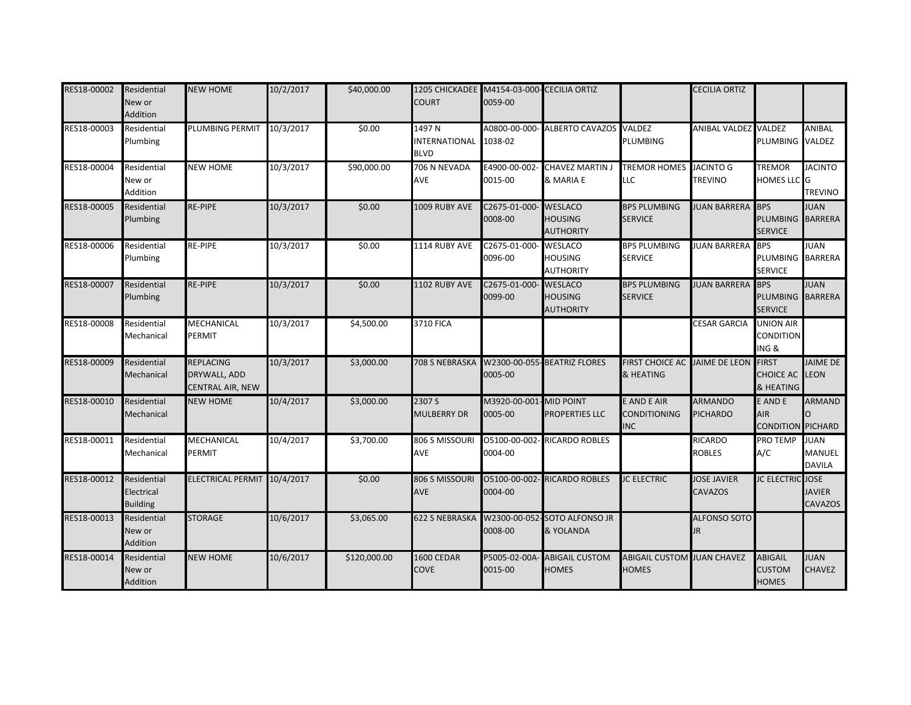| | | | | | | | | | | | |
|---|---|---|---|---|---|---|---|---|---|---|---|
| RES18-00002 | Residential New or Addition | NEW HOME | 10/2/2017 | $40,000.00 | 1205 CHICKADEE COURT | M4154-03-000-0059-00 | CECILIA ORTIZ | | CECILIA ORTIZ | | |
| RES18-00003 | Residential Plumbing | PLUMBING PERMIT | 10/3/2017 | $0.00 | 1497 N INTERNATIONAL BLVD | A0800-00-000-1038-02 | ALBERTO CAVAZOS | VALDEZ PLUMBING | ANIBAL VALDEZ | VALDEZ PLUMBING | ANIBAL VALDEZ |
| RES18-00004 | Residential New or Addition | NEW HOME | 10/3/2017 | $90,000.00 | 706 N NEVADA AVE | E4900-00-002-0015-00 | CHAVEZ MARTIN J & MARIA E | TREMOR HOMES LLC | JACINTO G TREVINO | TREMOR HOMES LLC | JACINTO G TREVINO |
| RES18-00005 | Residential Plumbing | RE-PIPE | 10/3/2017 | $0.00 | 1009 RUBY AVE | C2675-01-000-0008-00 | WESLACO HOUSING AUTHORITY | BPS PLUMBING SERVICE | JUAN BARRERA | BPS PLUMBING SERVICE | JUAN BARRERA |
| RES18-00006 | Residential Plumbing | RE-PIPE | 10/3/2017 | $0.00 | 1114 RUBY AVE | C2675-01-000-0096-00 | WESLACO HOUSING AUTHORITY | BPS PLUMBING SERVICE | JUAN BARRERA | BPS PLUMBING SERVICE | JUAN BARRERA |
| RES18-00007 | Residential Plumbing | RE-PIPE | 10/3/2017 | $0.00 | 1102 RUBY AVE | C2675-01-000-0099-00 | WESLACO HOUSING AUTHORITY | BPS PLUMBING SERVICE | JUAN BARRERA | BPS PLUMBING SERVICE | JUAN BARRERA |
| RES18-00008 | Residential Mechanical | MECHANICAL PERMIT | 10/3/2017 | $4,500.00 | 3710 FICA | | | | CESAR GARCIA | UNION AIR CONDITIONING & | |
| RES18-00009 | Residential Mechanical | REPLACING DRYWALL, ADD CENTRAL AIR, NEW | 10/3/2017 | $3,000.00 | 708 S NEBRASKA | W2300-00-055-0005-00 | BEATRIZ FLORES | FIRST CHOICE AC & HEATING | JAIME DE LEON | FIRST CHOICE AC & HEATING | JAIME DE LEON |
| RES18-00010 | Residential Mechanical | NEW HOME | 10/4/2017 | $3,000.00 | 2307 S MULBERRY DR | M3920-00-001-0005-00 | MID POINT PROPERTIES LLC | E AND E AIR CONDITIONING INC | ARMANDO PICHARDO | E AND E AIR CONDITION | ARMANDO PICHARDO |
| RES18-00011 | Residential Mechanical | MECHANICAL PERMIT | 10/4/2017 | $3,700.00 | 806 S MISSOURI AVE | O5100-00-002-0004-00 | RICARDO ROBLES | | RICARDO ROBLES | PRO TEMP A/C | JUAN MANUEL DAVILA |
| RES18-00012 | Residential Electrical Building | ELECTRICAL PERMIT | 10/4/2017 | $0.00 | 806 S MISSOURI AVE | O5100-00-002-0004-00 | RICARDO ROBLES | JC ELECTRIC | JOSE JAVIER CAVAZOS | JC ELECTRIC | JOSE JAVIER CAVAZOS |
| RES18-00013 | Residential New or Addition | STORAGE | 10/6/2017 | $3,065.00 | 622 S NEBRASKA | W2300-00-052-0008-00 | SOTO ALFONSO JR & YOLANDA | | ALFONSO SOTO JR | | |
| RES18-00014 | Residential New or Addition | NEW HOME | 10/6/2017 | $120,000.00 | 1600 CEDAR COVE | P5005-02-00A-0015-00 | ABIGAIL CUSTOM HOMES | ABIGAIL CUSTOM HOMES | JUAN CHAVEZ | ABIGAIL CUSTOM HOMES | JUAN CHAVEZ |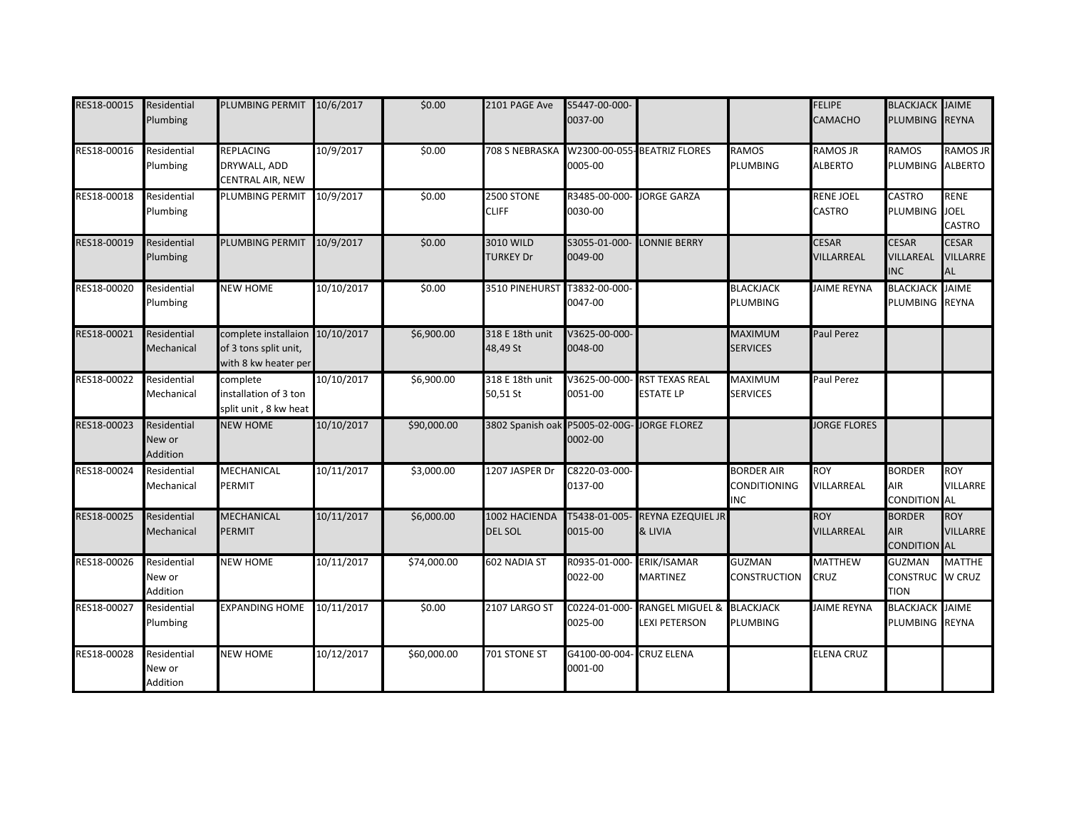| | | | | | | | | | | | |
|---|---|---|---|---|---|---|---|---|---|---|---|
| RES18-00015 | Residential Plumbing | PLUMBING PERMIT | 10/6/2017 | $0.00 | 2101 PAGE Ave | S5447-00-000-0037-00 | | | FELIPE CAMACHO | BLACKJACK PLUMBING | JAIME REYNA |
| RES18-00016 | Residential Plumbing | REPLACING DRYWALL, ADD CENTRAL AIR, NEW | 10/9/2017 | $0.00 | 708 S NEBRASKA | W2300-00-055-0005-00 | BEATRIZ FLORES | RAMOS PLUMBING | RAMOS JR ALBERTO | RAMOS PLUMBING | RAMOS JR ALBERTO |
| RES18-00018 | Residential Plumbing | PLUMBING PERMIT | 10/9/2017 | $0.00 | 2500 STONE CLIFF | R3485-00-000-0030-00 | JORGE GARZA | | RENE JOEL CASTRO | CASTRO PLUMBING | RENE JOEL CASTRO |
| RES18-00019 | Residential Plumbing | PLUMBING PERMIT | 10/9/2017 | $0.00 | 3010 WILD TURKEY Dr | S3055-01-000-0049-00 | LONNIE BERRY | | CESAR VILLARREAL | CESAR VILLAREAL INC | CESAR VILLARREAL |
| RES18-00020 | Residential Plumbing | NEW HOME | 10/10/2017 | $0.00 | 3510 PINEHURST | T3832-00-000-0047-00 | | BLACKJACK PLUMBING | JAIME REYNA | BLACKJACK PLUMBING | JAIME REYNA |
| RES18-00021 | Residential Mechanical | complete installaion of 3 tons split unit, with 8 kw heater per | 10/10/2017 | $6,900.00 | 318 E 18th unit 48,49 St | V3625-00-000-0048-00 | | MAXIMUM SERVICES | Paul Perez | | |
| RES18-00022 | Residential Mechanical | complete installation of 3 ton split unit , 8 kw heat | 10/10/2017 | $6,900.00 | 318 E 18th unit 50,51 St | V3625-00-000-0051-00 | RST TEXAS REAL ESTATE LP | MAXIMUM SERVICES | Paul Perez | | |
| RES18-00023 | Residential New or Addition | NEW HOME | 10/10/2017 | $90,000.00 | 3802 Spanish oak | P5005-02-00G-0002-00 | JORGE FLOREZ | | JORGE FLORES | | |
| RES18-00024 | Residential Mechanical | MECHANICAL PERMIT | 10/11/2017 | $3,000.00 | 1207 JASPER Dr | C8220-03-000-0137-00 | | BORDER AIR CONDITIONING INC | ROY VILLARREAL | BORDER AIR CONDITION AL | ROY VILLARREAL |
| RES18-00025 | Residential Mechanical | MECHANICAL PERMIT | 10/11/2017 | $6,000.00 | 1002 HACIENDA DEL SOL | T5438-01-005-0015-00 | REYNA EZEQUIEL JR & LIVIA | | ROY VILLARREAL | BORDER AIR CONDITION AL | ROY VILLARREAL |
| RES18-00026 | Residential New or Addition | NEW HOME | 10/11/2017 | $74,000.00 | 602 NADIA ST | R0935-01-000-0022-00 | ERIK/ISAMAR MARTINEZ | GUZMAN CONSTRUCTION | MATTHEW CRUZ | GUZMAN CONSTRUCTION | MATTHEW CRUZ |
| RES18-00027 | Residential Plumbing | EXPANDING HOME | 10/11/2017 | $0.00 | 2107 LARGO ST | C0224-01-000-0025-00 | RANGEL MIGUEL & LEXI PETERSON | BLACKJACK PLUMBING | JAIME REYNA | BLACKJACK PLUMBING | JAIME REYNA |
| RES18-00028 | Residential New or Addition | NEW HOME | 10/12/2017 | $60,000.00 | 701 STONE ST | G4100-00-004-0001-00 | CRUZ ELENA | | ELENA CRUZ | | |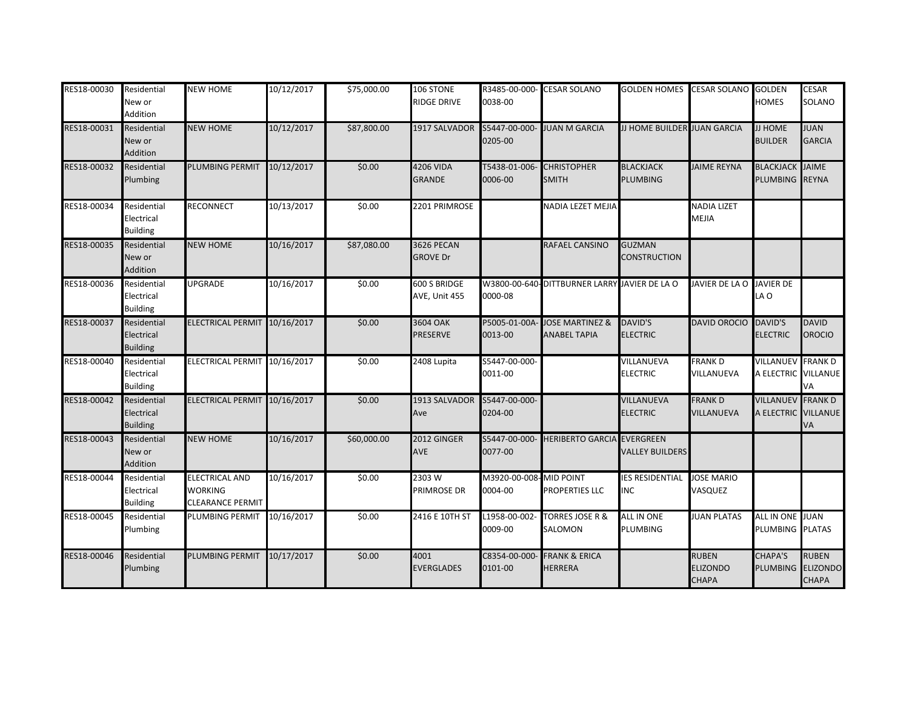| | | | | | | | | | | | |
|---|---|---|---|---|---|---|---|---|---|---|---|
| RES18-00030 | Residential New or Addition | NEW HOME | 10/12/2017 | $75,000.00 | 106 STONE RIDGE DRIVE | R3485-00-000-0038-00 | CESAR SOLANO | GOLDEN HOMES | CESAR SOLANO | GOLDEN HOMES | CESAR SOLANO |
| RES18-00031 | Residential New or Addition | NEW HOME | 10/12/2017 | $87,800.00 | 1917 SALVADOR | S5447-00-000-0205-00 | JUAN M GARCIA | JJ HOME BUILDER | JUAN GARCIA | JJ HOME BUILDER | JUAN GARCIA |
| RES18-00032 | Residential Plumbing | PLUMBING PERMIT | 10/12/2017 | $0.00 | 4206 VIDA GRANDE | T5438-01-006-0006-00 | CHRISTOPHER SMITH | BLACKJACK PLUMBING | JAIME REYNA | BLACKJACK PLUMBING | JAIME REYNA |
| RES18-00034 | Residential Electrical Building | RECONNECT | 10/13/2017 | $0.00 | 2201 PRIMROSE | | NADIA LEZET MEJIA | | NADIA LIZET MEJIA | | |
| RES18-00035 | Residential New or Addition | NEW HOME | 10/16/2017 | $87,080.00 | 3626 PECAN GROVE Dr | | RAFAEL CANSINO | GUZMAN CONSTRUCTION | | | |
| RES18-00036 | Residential Electrical Building | UPGRADE | 10/16/2017 | $0.00 | 600 S BRIDGE AVE, Unit 455 | W3800-00-640-0000-08 | DITTBURNER LARRY | JAVIER DE LA O | JAVIER DE LA O | JAVIER DE LA O | |
| RES18-00037 | Residential Electrical Building | ELECTRICAL PERMIT | 10/16/2017 | $0.00 | 3604 OAK PRESERVE | P5005-01-00A-0013-00 | JOSE MARTINEZ & ANABEL TAPIA | DAVID'S ELECTRIC | DAVID OROCIO | DAVID'S ELECTRIC | DAVID OROCIO |
| RES18-00040 | Residential Electrical Building | ELECTRICAL PERMIT | 10/16/2017 | $0.00 | 2408 Lupita | S5447-00-000-0011-00 | | VILLANUEVA ELECTRIC | FRANK D VILLANUEVA | VILLANUEVA ELECTRIC | FRANK D VILLANUEVA |
| RES18-00042 | Residential Electrical Building | ELECTRICAL PERMIT | 10/16/2017 | $0.00 | 1913 SALVADOR Ave | S5447-00-000-0204-00 | | VILLANUEVA ELECTRIC | FRANK D VILLANUEVA | VILLANUEVA ELECTRIC | FRANK D VILLANUEVA |
| RES18-00043 | Residential New or Addition | NEW HOME | 10/16/2017 | $60,000.00 | 2012 GINGER AVE | S5447-00-000-0077-00 | HERIBERTO GARCIA | EVERGREEN VALLEY BUILDERS | | | |
| RES18-00044 | Residential Electrical Building | ELECTRICAL AND WORKING CLEARANCE PERMIT | 10/16/2017 | $0.00 | 2303 W PRIMROSE DR | M3920-00-008-0004-00 | MID POINT PROPERTIES LLC | IES RESIDENTIAL INC | JOSE MARIO VASQUEZ | | |
| RES18-00045 | Residential Plumbing | PLUMBING PERMIT | 10/16/2017 | $0.00 | 2416 E 10TH ST | L1958-00-002-0009-00 | TORRES JOSE R & SALOMON | ALL IN ONE PLUMBING | JUAN PLATAS | ALL IN ONE PLUMBING | JUAN PLATAS |
| RES18-00046 | Residential Plumbing | PLUMBING PERMIT | 10/17/2017 | $0.00 | 4001 EVERGLADES | C8354-00-000-0101-00 | FRANK & ERICA HERRERA | | RUBEN ELIZONDO CHAPA | CHAPA'S PLUMBING | RUBEN ELIZONDO CHAPA |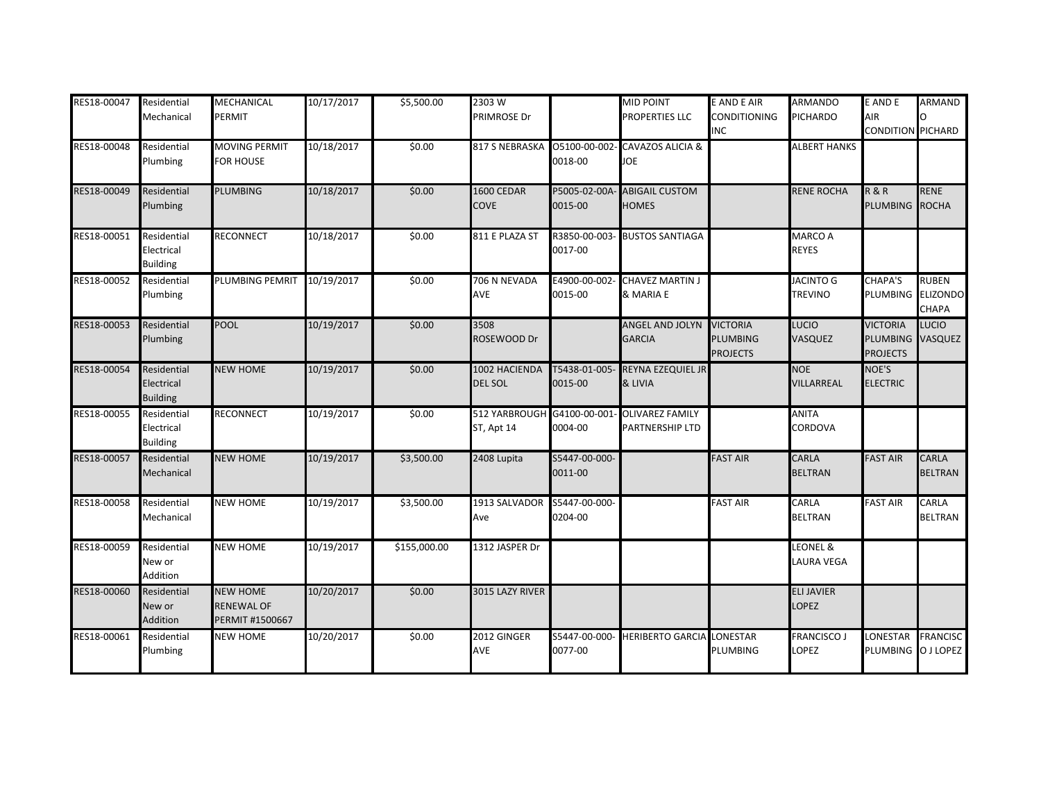| RES18-00047 | Residential Mechanical | MECHANICAL PERMIT | 10/17/2017 | $5,500.00 | 2303 W PRIMROSE Dr | | MID POINT PROPERTIES LLC | E AND E AIR CONDITIONING INC | ARMANDO PICHARDO | E AND E AIR CONDITION | ARMANDO PICHARD |
|---|---|---|---|---|---|---|---|---|---|---|---|
| RES18-00048 | Residential Plumbing | MOVING PERMIT FOR HOUSE | 10/18/2017 | $0.00 | 817 S NEBRASKA | O5100-00-002-0018-00 | CAVAZOS ALICIA & JOE | | ALBERT HANKS | | |
| RES18-00049 | Residential Plumbing | PLUMBING | 10/18/2017 | $0.00 | 1600 CEDAR COVE | P5005-02-00A-0015-00 | ABIGAIL CUSTOM HOMES | | RENE ROCHA | R & R PLUMBING | RENE ROCHA |
| RES18-00051 | Residential Electrical Building | RECONNECT | 10/18/2017 | $0.00 | 811 E PLAZA ST | R3850-00-003-0017-00 | BUSTOS SANTIAGA | | MARCO A REYES | | |
| RES18-00052 | Residential Plumbing | PLUMBING PEMRIT | 10/19/2017 | $0.00 | 706 N NEVADA AVE | E4900-00-002-0015-00 | CHAVEZ MARTIN J & MARIA E | | JACINTO G TREVINO | CHAPA'S PLUMBING | RUBEN ELIZONDO CHAPA |
| RES18-00053 | Residential Plumbing | POOL | 10/19/2017 | $0.00 | 3508 ROSEWOOD Dr | | ANGEL AND JOLYN GARCIA | VICTORIA PLUMBING PROJECTS | LUCIO VASQUEZ | VICTORIA PLUMBING PROJECTS | LUCIO VASQUEZ |
| RES18-00054 | Residential Electrical Building | NEW HOME | 10/19/2017 | $0.00 | 1002 HACIENDA DEL SOL | T5438-01-005-0015-00 | REYNA EZEQUIEL JR & LIVIA | | NOE VILLARREAL | NOE'S ELECTRIC | |
| RES18-00055 | Residential Electrical Building | RECONNECT | 10/19/2017 | $0.00 | 512 YARBROUGH ST, Apt 14 | G4100-00-001-0004-00 | OLIVAREZ FAMILY PARTNERSHIP LTD | | ANITA CORDOVA | | |
| RES18-00057 | Residential Mechanical | NEW HOME | 10/19/2017 | $3,500.00 | 2408 Lupita | S5447-00-000-0011-00 | | FAST AIR | CARLA BELTRAN | FAST AIR | CARLA BELTRAN |
| RES18-00058 | Residential Mechanical | NEW HOME | 10/19/2017 | $3,500.00 | 1913 SALVADOR Ave | S5447-00-000-0204-00 | | FAST AIR | CARLA BELTRAN | FAST AIR | CARLA BELTRAN |
| RES18-00059 | Residential New or Addition | NEW HOME | 10/19/2017 | $155,000.00 | 1312 JASPER Dr | | | | LEONEL & LAURA VEGA | | |
| RES18-00060 | Residential New or Addition | NEW HOME RENEWAL OF PERMIT #1500667 | 10/20/2017 | $0.00 | 3015 LAZY RIVER | | | | ELI JAVIER LOPEZ | | |
| RES18-00061 | Residential Plumbing | NEW HOME | 10/20/2017 | $0.00 | 2012 GINGER AVE | S5447-00-000-0077-00 | HERIBERTO GARCIA | LONESTAR PLUMBING | FRANCISCO J LOPEZ | LONESTAR PLUMBING | FRANCISCO J LOPEZ |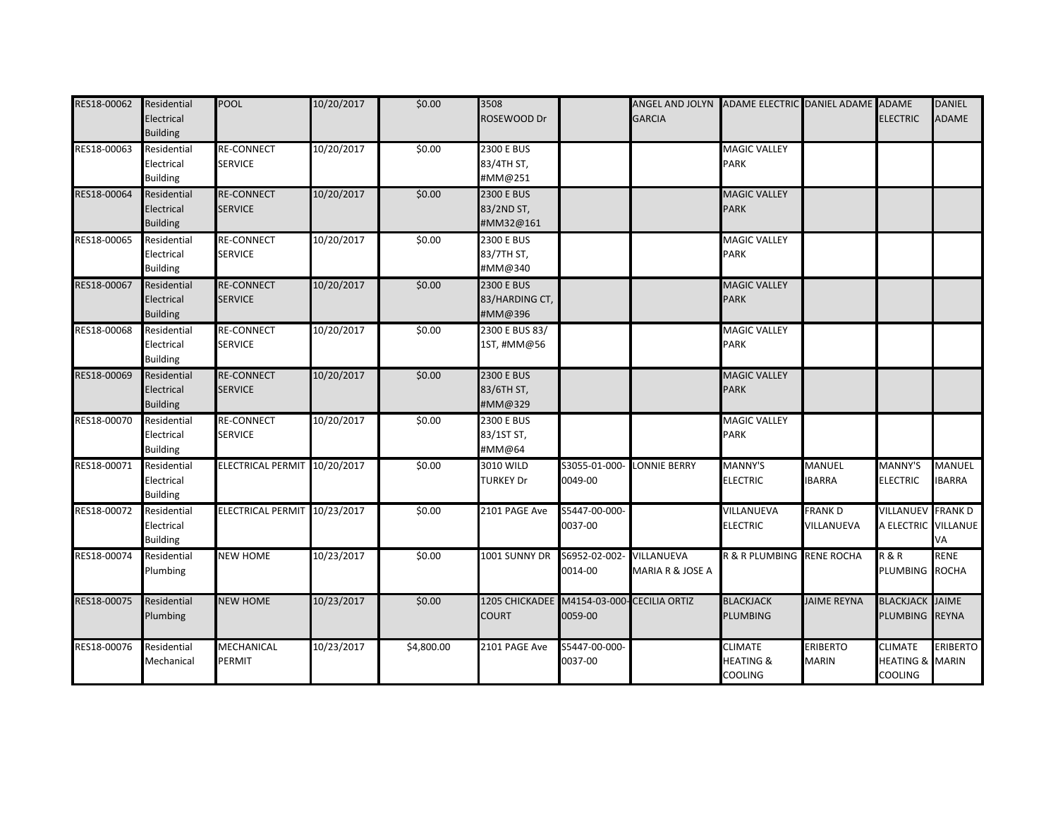| RES18-00062 | Residential Electrical Building | POOL | 10/20/2017 | $0.00 | 3508 ROSEWOOD Dr | | ANGEL AND JOLYN GARCIA | ADAME ELECTRIC | DANIEL ADAME | ADAME ELECTRIC | DANIEL ADAME |
|---|---|---|---|---|---|---|---|---|---|---|---|
| RES18-00063 | Residential Electrical Building | RE-CONNECT SERVICE | 10/20/2017 | $0.00 | 2300 E BUS 83/4TH ST, #MM@251 | | | MAGIC VALLEY PARK | | | |
| RES18-00064 | Residential Electrical Building | RE-CONNECT SERVICE | 10/20/2017 | $0.00 | 2300 E BUS 83/2ND ST, #MM32@161 | | | MAGIC VALLEY PARK | | | |
| RES18-00065 | Residential Electrical Building | RE-CONNECT SERVICE | 10/20/2017 | $0.00 | 2300 E BUS 83/7TH ST, #MM@340 | | | MAGIC VALLEY PARK | | | |
| RES18-00067 | Residential Electrical Building | RE-CONNECT SERVICE | 10/20/2017 | $0.00 | 2300 E BUS 83/HARDING CT, #MM@396 | | | MAGIC VALLEY PARK | | | |
| RES18-00068 | Residential Electrical Building | RE-CONNECT SERVICE | 10/20/2017 | $0.00 | 2300 E BUS 83/ 1ST, #MM@56 | | | MAGIC VALLEY PARK | | | |
| RES18-00069 | Residential Electrical Building | RE-CONNECT SERVICE | 10/20/2017 | $0.00 | 2300 E BUS 83/6TH ST, #MM@329 | | | MAGIC VALLEY PARK | | | |
| RES18-00070 | Residential Electrical Building | RE-CONNECT SERVICE | 10/20/2017 | $0.00 | 2300 E BUS 83/1ST ST, #MM@64 | | | MAGIC VALLEY PARK | | | |
| RES18-00071 | Residential Electrical Building | ELECTRICAL PERMIT | 10/20/2017 | $0.00 | 3010 WILD TURKEY Dr | S3055-01-000-0049-00 | LONNIE BERRY | MANNY'S ELECTRIC | MANUEL IBARRA | MANNY'S ELECTRIC | MANUEL IBARRA |
| RES18-00072 | Residential Electrical Building | ELECTRICAL PERMIT | 10/23/2017 | $0.00 | 2101 PAGE Ave | S5447-00-000-0037-00 | | VILLANUEVA ELECTRIC | FRANK D VILLANUEVA | VILLANUEVA ELECTRIC | FRANK D VILLANUEVA |
| RES18-00074 | Residential Plumbing | NEW HOME | 10/23/2017 | $0.00 | 1001 SUNNY DR | S6952-02-002-0014-00 | VILLANUEVA MARIA R & JOSE A | R & R PLUMBING | RENE ROCHA | R & R PLUMBING | RENE ROCHA |
| RES18-00075 | Residential Plumbing | NEW HOME | 10/23/2017 | $0.00 | 1205 CHICKADEE COURT | M4154-03-000-0059-00 | CECILIA ORTIZ | BLACKJACK PLUMBING | JAIME REYNA | BLACKJACK PLUMBING | JAIME REYNA |
| RES18-00076 | Residential Mechanical | MECHANICAL PERMIT | 10/23/2017 | $4,800.00 | 2101 PAGE Ave | S5447-00-000-0037-00 | | CLIMATE HEATING & COOLING | ERIBERTO MARIN | CLIMATE HEATING & COOLING | ERIBERTO MARIN |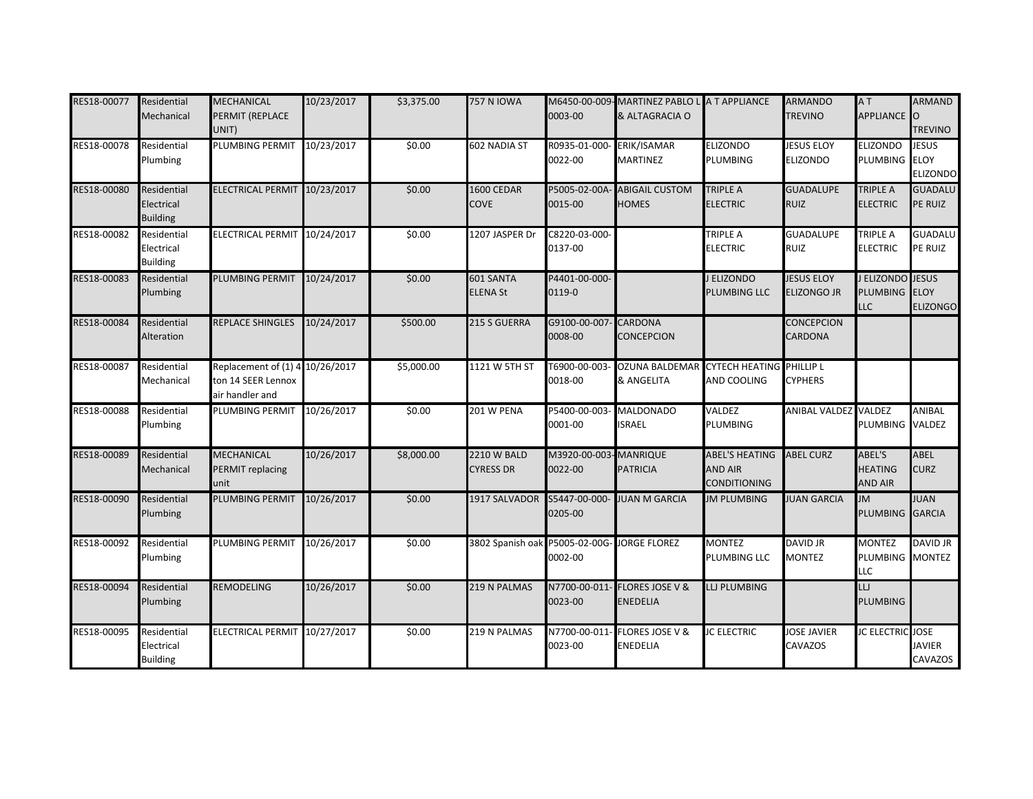| RES18-00077 | Residential Mechanical | MECHANICAL PERMIT (REPLACE UNIT) | 10/23/2017 | $3,375.00 | 757 N IOWA | M6450-00-009-0003-00 | MARTINEZ PABLO L & ALTAGRACIA O | A T APPLIANCE | ARMANDO TREVINO | A T APPLIANCE | ARMANDO TREVINO |
|---|---|---|---|---|---|---|---|---|---|---|---|
| RES18-00078 | Residential Plumbing | PLUMBING PERMIT | 10/23/2017 | $0.00 | 602 NADIA ST | R0935-01-000-0022-00 | ERIK/ISAMAR MARTINEZ | ELIZONDO PLUMBING | JESUS ELOY ELIZONDO | ELIZONDO PLUMBING | JESUS ELOY ELIZONDO |
| RES18-00080 | Residential Electrical Building | ELECTRICAL PERMIT | 10/23/2017 | $0.00 | 1600 CEDAR COVE | P5005-02-00A-0015-00 | ABIGAIL CUSTOM HOMES | TRIPLE A ELECTRIC | GUADALUPE RUIZ | TRIPLE A ELECTRIC | GUADALUPE RUIZ |
| RES18-00082 | Residential Electrical Building | ELECTRICAL PERMIT | 10/24/2017 | $0.00 | 1207 JASPER Dr | C8220-03-000-0137-00 | | TRIPLE A ELECTRIC | GUADALUPE RUIZ | TRIPLE A ELECTRIC | GUADALUPE RUIZ |
| RES18-00083 | Residential Plumbing | PLUMBING PERMIT | 10/24/2017 | $0.00 | 601 SANTA ELENA St | P4401-00-000-0119-0 | | J ELIZONDO PLUMBING LLC | JESUS ELOY ELIZONGO JR | J ELIZONDO PLUMBING LLC | JESUS ELOY ELIZONGO |
| RES18-00084 | Residential Alteration | REPLACE SHINGLES | 10/24/2017 | $500.00 | 215 S GUERRA | G9100-00-007-0008-00 | CARDONA CONCEPCION | | CONCEPCION CARDONA | | |
| RES18-00087 | Residential Mechanical | Replacement of (1) 4 ton 14 SEER Lennox air handler and | 10/26/2017 | $5,000.00 | 1121 W 5TH ST | T6900-00-003-0018-00 | OZUNA BALDEMAR & ANGELITA | CYTECH HEATING AND COOLING | PHILLIP L CYPHERS | | |
| RES18-00088 | Residential Plumbing | PLUMBING PERMIT | 10/26/2017 | $0.00 | 201 W PENA | P5400-00-003-0001-00 | MALDONADO ISRAEL | VALDEZ PLUMBING | ANIBAL VALDEZ | VALDEZ PLUMBING | ANIBAL VALDEZ |
| RES18-00089 | Residential Mechanical | MECHANICAL PERMIT replacing unit | 10/26/2017 | $8,000.00 | 2210 W BALD CYRESS DR | M3920-00-003-0022-00 | MANRIQUE PATRICIA | ABEL'S HEATING AND AIR CONDITIONING | ABEL CURZ | ABEL'S HEATING AND AIR | ABEL CURZ |
| RES18-00090 | Residential Plumbing | PLUMBING PERMIT | 10/26/2017 | $0.00 | 1917 SALVADOR | S5447-00-000-0205-00 | JUAN M GARCIA | JM PLUMBING | JUAN GARCIA | JM PLUMBING | JUAN GARCIA |
| RES18-00092 | Residential Plumbing | PLUMBING PERMIT | 10/26/2017 | $0.00 | 3802 Spanish oak | P5005-02-00G-0002-00 | JORGE FLOREZ | MONTEZ PLUMBING LLC | DAVID JR MONTEZ | MONTEZ PLUMBING LLC | DAVID JR MONTEZ |
| RES18-00094 | Residential Plumbing | REMODELING | 10/26/2017 | $0.00 | 219 N PALMAS | N7700-00-011-0023-00 | FLORES JOSE V & ENEDELIA | LLJ PLUMBING | | LLJ PLUMBING | |
| RES18-00095 | Residential Electrical Building | ELECTRICAL PERMIT | 10/27/2017 | $0.00 | 219 N PALMAS | N7700-00-011-0023-00 | FLORES JOSE V & ENEDELIA | JC ELECTRIC | JOSE JAVIER CAVAZOS | JC ELECTRIC | JOSE JAVIER CAVAZOS |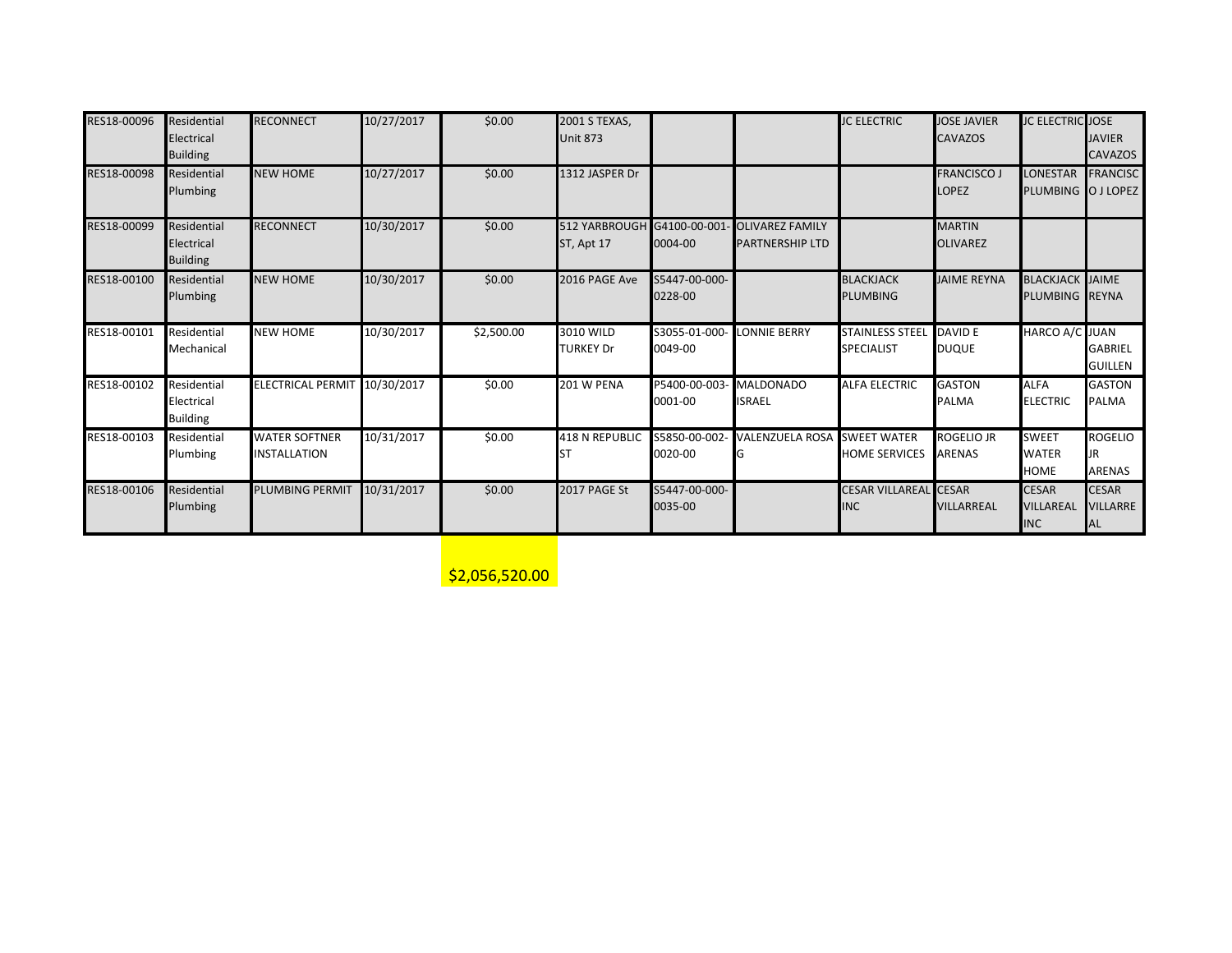| | | | | | | | | | | | |
|---|---|---|---|---|---|---|---|---|---|---|---|
| RES18-00096 | Residential Electrical Building | RECONNECT | 10/27/2017 | $0.00 | 2001 S TEXAS, Unit 873 | | | JC ELECTRIC | JOSE JAVIER CAVAZOS | JC ELECTRIC | JOSE JAVIER CAVAZOS |
| RES18-00098 | Residential Plumbing | NEW HOME | 10/27/2017 | $0.00 | 1312 JASPER Dr | | | | FRANCISCO J LOPEZ | LONESTAR PLUMBING | FRANCISCO J LOPEZ |
| RES18-00099 | Residential Electrical Building | RECONNECT | 10/30/2017 | $0.00 | 512 YARBROUGH ST, Apt 17 | G4100-00-001-0004-00 | OLIVAREZ FAMILY PARTNERSHIP LTD | | MARTIN OLIVAREZ | | |
| RES18-00100 | Residential Plumbing | NEW HOME | 10/30/2017 | $0.00 | 2016 PAGE Ave | S5447-00-000-0228-00 | | BLACKJACK PLUMBING | JAIME REYNA | BLACKJACK PLUMBING | JAIME REYNA |
| RES18-00101 | Residential Mechanical | NEW HOME | 10/30/2017 | $2,500.00 | 3010 WILD TURKEY Dr | S3055-01-000-0049-00 | LONNIE BERRY | STAINLESS STEEL SPECIALIST | DAVID E DUQUE | HARCO A/C | JUAN GABRIEL GUILLEN |
| RES18-00102 | Residential Electrical Building | ELECTRICAL PERMIT | 10/30/2017 | $0.00 | 201 W PENA | P5400-00-003-0001-00 | MALDONADO ISRAEL | ALFA ELECTRIC | GASTON PALMA | ALFA ELECTRIC | GASTON PALMA |
| RES18-00103 | Residential Plumbing | WATER SOFTNER INSTALLATION | 10/31/2017 | $0.00 | 418 N REPUBLIC ST | S5850-00-002-0020-00 | VALENZUELA ROSA G | SWEET WATER HOME SERVICES | ROGELIO JR ARENAS | SWEET WATER HOME | ROGELIO JR ARENAS |
| RES18-00106 | Residential Plumbing | PLUMBING PERMIT | 10/31/2017 | $0.00 | 2017 PAGE St | S5447-00-000-0035-00 | | CESAR VILLAREAL INC | CESAR VILLARREAL | CESAR VILLAREAL INC | CESAR VILLARREAL |
| | | | | $2,056,520.00 | | | | | | | |